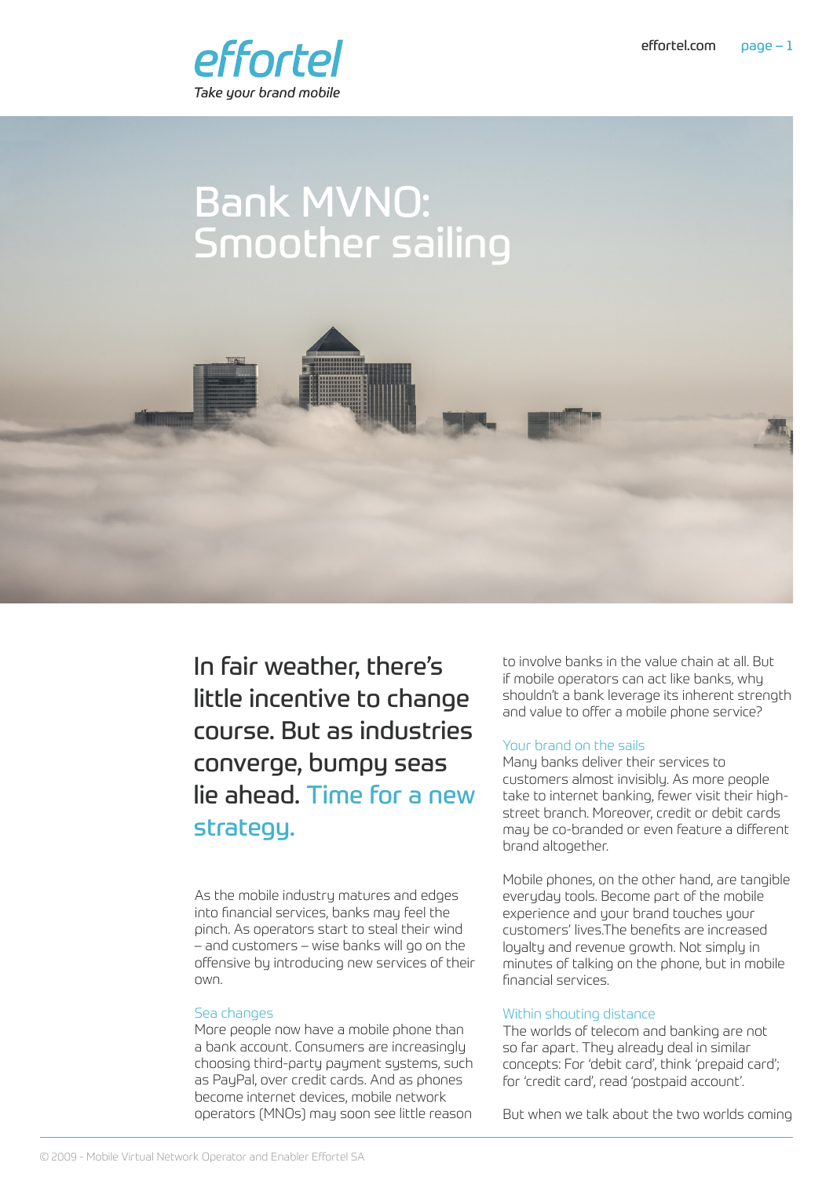effortel

*Take your brand mobile*

# Bank MVNO: Smoother sailing

## In fair weather, there's little incentive to change course. But as industries converge, bumpy seas lie ahead. Time for a new strategy.

As the mobile industry matures and edges into financial services, banks may feel the pinch. As operators start to steal their wind – and customers – wise banks will go on the offensive by introducing new services of their own.

### Sea changes

More people now have a mobile phone than a bank account. Consumers are increasingly choosing third-party payment systems, such as PayPal, over credit cards. And as phones become internet devices, mobile network operators (MNOs) may soon see little reason to involve banks in the value chain at all. But if mobile operators can act like banks, why shouldn't a bank leverage its inherent strength and value to offer a mobile phone service?

### Your brand on the sails

Many banks deliver their services to customers almost invisibly. As more people take to internet banking, fewer visit their high-street branch. Moreover, credit or debit cards may be co-branded or even feature a different brand altogether.

Mobile phones, on the other hand, are tangible everyday tools. Become part of the mobile experience and your brand touches your customers' lives.The benefits are increased loyalty and revenue growth. Not simply in minutes of talking on the phone, but in mobile financial services.

### Within shouting distance

The worlds of telecom and banking are not so far apart. They already deal in similar concepts: For 'debit card', think 'prepaid card'; for 'credit card', read 'postpaid account'.

But when we talk about the two worlds coming

© 2009 - Mobile Virtual Network Operator and Enabler Effortel SA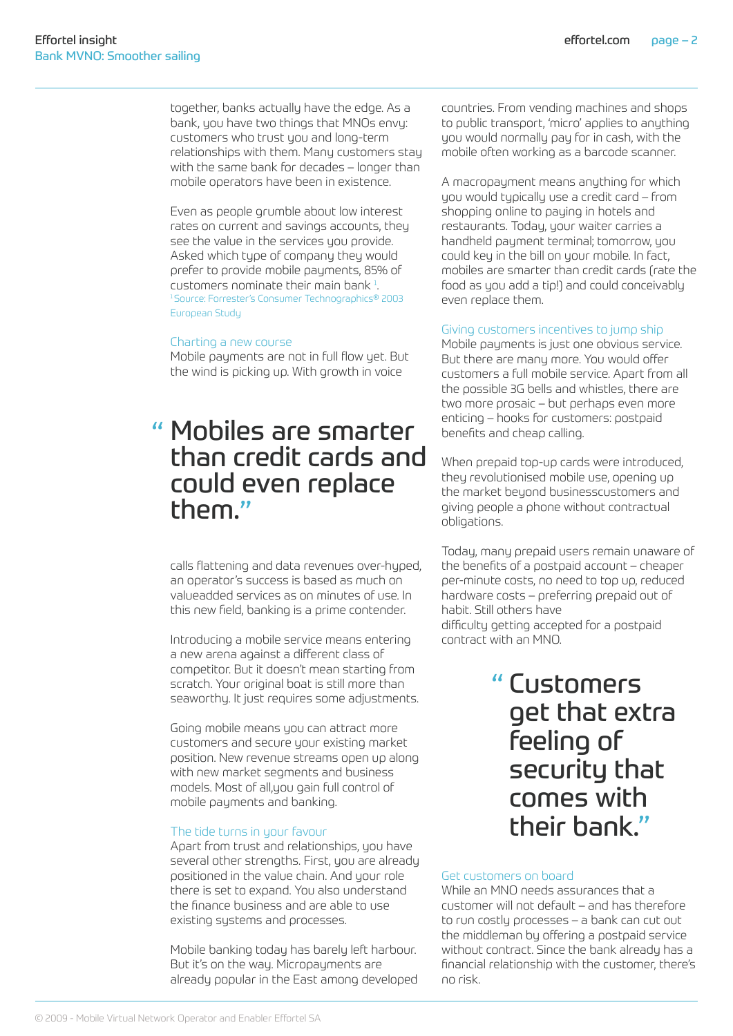together, banks actually have the edge. As a bank, you have two things that MNOs envy: customers who trust you and long-term relationships with them. Many customers stay with the same bank for decades – longer than mobile operators have been in existence.

Even as people grumble about low interest rates on current and savings accounts, they see the value in the services you provide. Asked which type of company they would prefer to provide mobile payments, 85% of customers nominate their main bank [1].

[1] Source: Forrester's Consumer Technographics® 2003 European Study

### Charting a new course

Mobile payments are not in full flow yet. But the wind is picking up. With growth in voice calls flattening and data revenues over-hyped, an operator's success is based as much on valueadded services as on minutes of use. In this new field, banking is a prime contender.

> "Mobiles are smarter than credit cards and could even replace them."

Introducing a mobile service means entering a new arena against a different class of competitor. But it doesn't mean starting from scratch. Your original boat is still more than seaworthy. It just requires some adjustments.

Going mobile means you can attract more customers and secure your existing market position. New revenue streams open up along with new market segments and business models. Most of all,you gain full control of mobile payments and banking.

### The tide turns in your favour

Apart from trust and relationships, you have several other strengths. First, you are already positioned in the value chain. And your role there is set to expand. You also understand the finance business and are able to use existing systems and processes.

Mobile banking today has barely left harbour. But it's on the way. Micropayments are already popular in the East among developed countries. From vending machines and shops to public transport, 'micro' applies to anything you would normally pay for in cash, with the mobile often working as a barcode scanner.

A macropayment means anything for which you would typically use a credit card – from shopping online to paying in hotels and restaurants. Today, your waiter carries a handheld payment terminal; tomorrow, you could key in the bill on your mobile. In fact, mobiles are smarter than credit cards (rate the food as you add a tip!) and could conceivably even replace them.

### Giving customers incentives to jump ship

Mobile payments is just one obvious service. But there are many more. You would offer customers a full mobile service. Apart from all the possible 3G bells and whistles, there are two more prosaic – but perhaps even more enticing – hooks for customers: postpaid benefits and cheap calling.

When prepaid top-up cards were introduced, they revolutionised mobile use, opening up the market beyond businesscustomers and giving people a phone without contractual obligations.

Today, many prepaid users remain unaware of the benefits of a postpaid account – cheaper per-minute costs, no need to top up, reduced hardware costs – preferring prepaid out of habit. Still others have difficulty getting accepted for a postpaid contract with an MNO.

> "Customers get that extra feeling of security that comes with their bank."

### Get customers on board

While an MNO needs assurances that a customer will not default – and has therefore to run costly processes – a bank can cut out the middleman by offering a postpaid service without contract. Since the bank already has a financial relationship with the customer, there's no risk.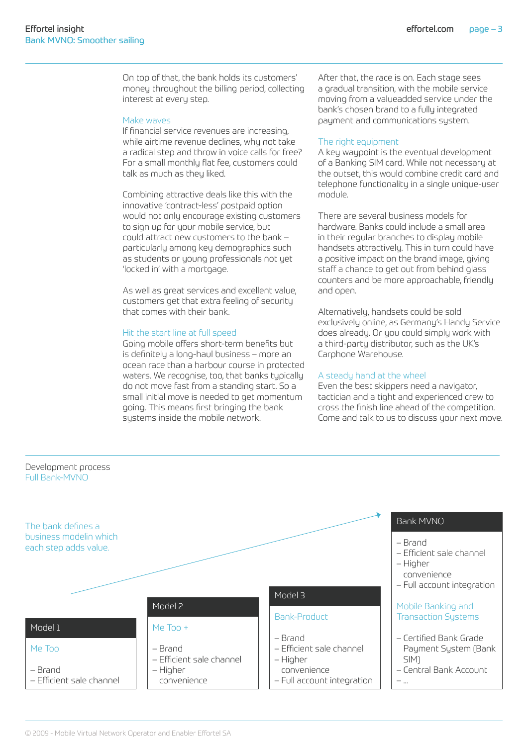On top of that, the bank holds its customers' money throughout the billing period, collecting interest at every step.

### Make waves

If financial service revenues are increasing, while airtime revenue declines, why not take a radical step and throw in voice calls for free? For a small monthly flat fee, customers could talk as much as they liked.

Combining attractive deals like this with the innovative 'contract-less' postpaid option would not only encourage existing customers to sign up for your mobile service, but could attract new customers to the bank – particularly among key demographics such as students or young professionals not yet 'locked in' with a mortgage.

As well as great services and excellent value, customers get that extra feeling of security that comes with their bank.

### Hit the start line at full speed

Going mobile offers short-term benefits but is definitely a long-haul business – more an ocean race than a harbour course in protected waters. We recognise, too, that banks typically do not move fast from a standing start. So a small initial move is needed to get momentum going. This means first bringing the bank systems inside the mobile network.

After that, the race is on. Each stage sees a gradual transition, with the mobile service moving from a valueadded service under the bank's chosen brand to a fully integrated payment and communications system.

### The right equipment

A key waypoint is the eventual development of a Banking SIM card. While not necessary at the outset, this would combine credit card and telephone functionality in a single unique-user module.

There are several business models for hardware. Banks could include a small area in their regular branches to display mobile handsets attractively. This in turn could have a positive impact on the brand image, giving staff a chance to get out from behind glass counters and be more approachable, friendly and open.

Alternatively, handsets could be sold exclusively online, as Germany's Handy Service does already. Or you could simply work with a third-party distributor, such as the UK's Carphone Warehouse.

### A steady hand at the wheel

Even the best skippers need a navigator, tactician and a tight and experienced crew to cross the finish line ahead of the competition. Come and talk to us to discuss your next move.

---

Development process
Full Bank-MVNO

The bank defines a business modelin which each step adds value.

**Model 1**

Me Too

- Brand
- Efficient sale channel

**Model 2**

Me Too +

- Brand
- Efficient sale channel
- Higher convenience

**Model 3**

Bank-Product

- Brand
- Efficient sale channel
- Higher convenience
- Full account integration

**Bank MVNO**

- Brand
- Efficient sale channel
- Higher convenience
- Full account integration

Mobile Banking and Transaction Systems

- Certified Bank Grade Payment System (Bank SIM)
- Central Bank Account
- ...

© 2009 - Mobile Virtual Network Operator and Enabler Effortel SA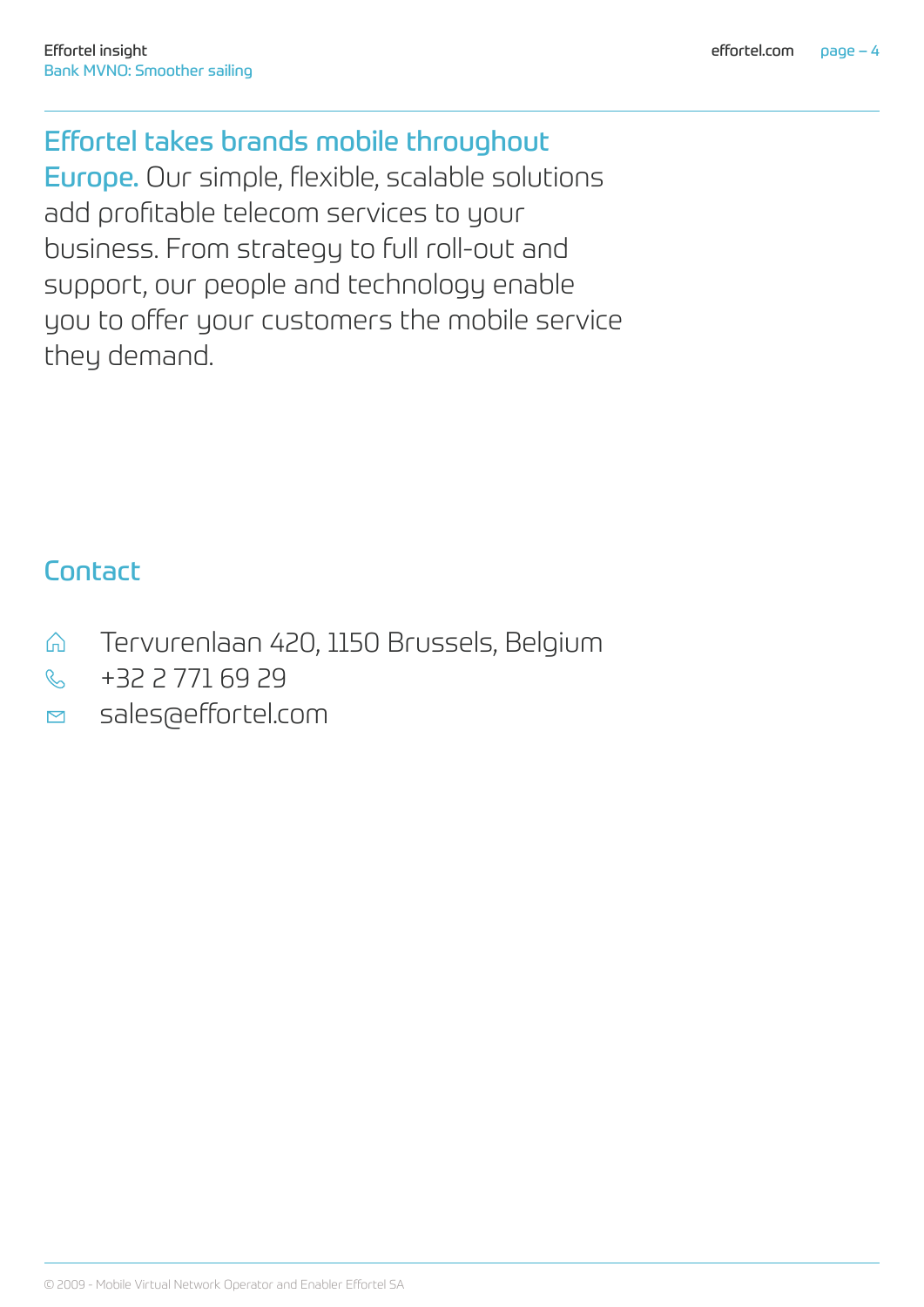**Effortel takes brands mobile throughout Europe.** Our simple, flexible, scalable solutions add profitable telecom services to your business. From strategy to full roll-out and support, our people and technology enable you to offer your customers the mobile service they demand.

## Contact

- Tervurenlaan 420, 1150 Brussels, Belgium
- +32 2 771 69 29
- sales@effortel.com

© 2009 - Mobile Virtual Network Operator and Enabler Effortel SA